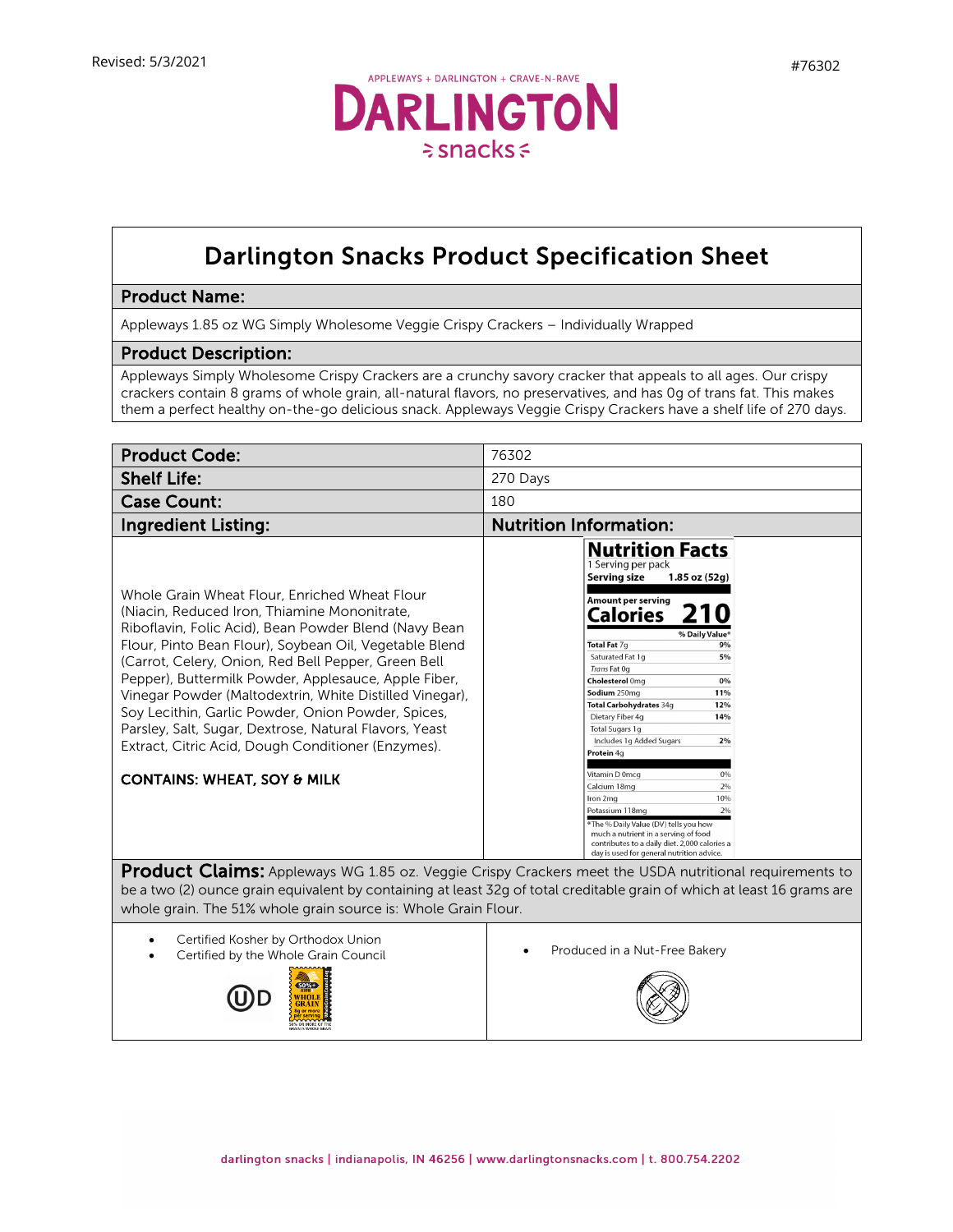Revised: 5/3/2021

#76302

APPLEWAYS + DARLINGTON + CRAVE-N-RAVE

DARLINGTON snacks

# Darlington Snacks Product Specification Sheet

## Product Name:

Appleways 1.85 oz WG Simply Wholesome Veggie Crispy Crackers – Individually Wrapped

## Product Description:

Appleways Simply Wholesome Crispy Crackers are a crunchy savory cracker that appeals to all ages. Our crispy crackers contain 8 grams of whole grain, all-natural flavors, no preservatives, and has 0g of trans fat. This makes them a perfect healthy on-the-go delicious snack. Appleways Veggie Crispy Crackers have a shelf life of 270 days.

| | |
|---|---|
| **Product Code:** | 76302 |
| **Shelf Life:** | 270 Days |
| **Case Count:** | 180 |

## Ingredient Listing:

Whole Grain Wheat Flour, Enriched Wheat Flour (Niacin, Reduced Iron, Thiamine Mononitrate, Riboflavin, Folic Acid), Bean Powder Blend (Navy Bean Flour, Pinto Bean Flour), Soybean Oil, Vegetable Blend (Carrot, Celery, Onion, Red Bell Pepper, Green Bell Pepper), Buttermilk Powder, Applesauce, Apple Fiber, Vinegar Powder (Maltodextrin, White Distilled Vinegar), Soy Lecithin, Garlic Powder, Onion Powder, Spices, Parsley, Salt, Sugar, Dextrose, Natural Flavors, Yeast Extract, Citric Acid, Dough Conditioner (Enzymes).

**CONTAINS: WHEAT, SOY & MILK**

## Nutrition Information:

**Nutrition Facts**

1 Serving per pack

**Serving size 1.85 oz (52g)**

**Amount per serving**

**Calories 210**

| | % Daily Value* |
|---|---|
| **Total Fat** 7g | 9% |
| Saturated Fat 1g | 5% |
| *Trans* Fat 0g | |
| **Cholesterol** 0mg | 0% |
| **Sodium** 250mg | 11% |
| **Total Carbohydrates** 34g | 12% |
| Dietary Fiber 4g | 14% |
| Total Sugars 1g | |
| Includes 1g Added Sugars | 2% |
| **Protein** 4g | |
| Vitamin D 0mcg | 0% |
| Calcium 18mg | 2% |
| Iron 2mg | 10% |
| Potassium 118mg | 2% |

*The % Daily Value (DV) tells you how much a nutrient in a serving of food contributes to a daily diet. 2,000 calories a day is used for general nutrition advice.

**Product Claims:** Appleways WG 1.85 oz. Veggie Crispy Crackers meet the USDA nutritional requirements to be a two (2) ounce grain equivalent by containing at least 32g of total creditable grain of which at least 16 grams are whole grain. The 51% whole grain source is: Whole Grain Flour.

- Certified Kosher by Orthodox Union
- Certified by the Whole Grain Council

- Produced in a Nut-Free Bakery

darlington snacks | indianapolis, IN 46256 | www.darlingtonsnacks.com | t. 800.754.2202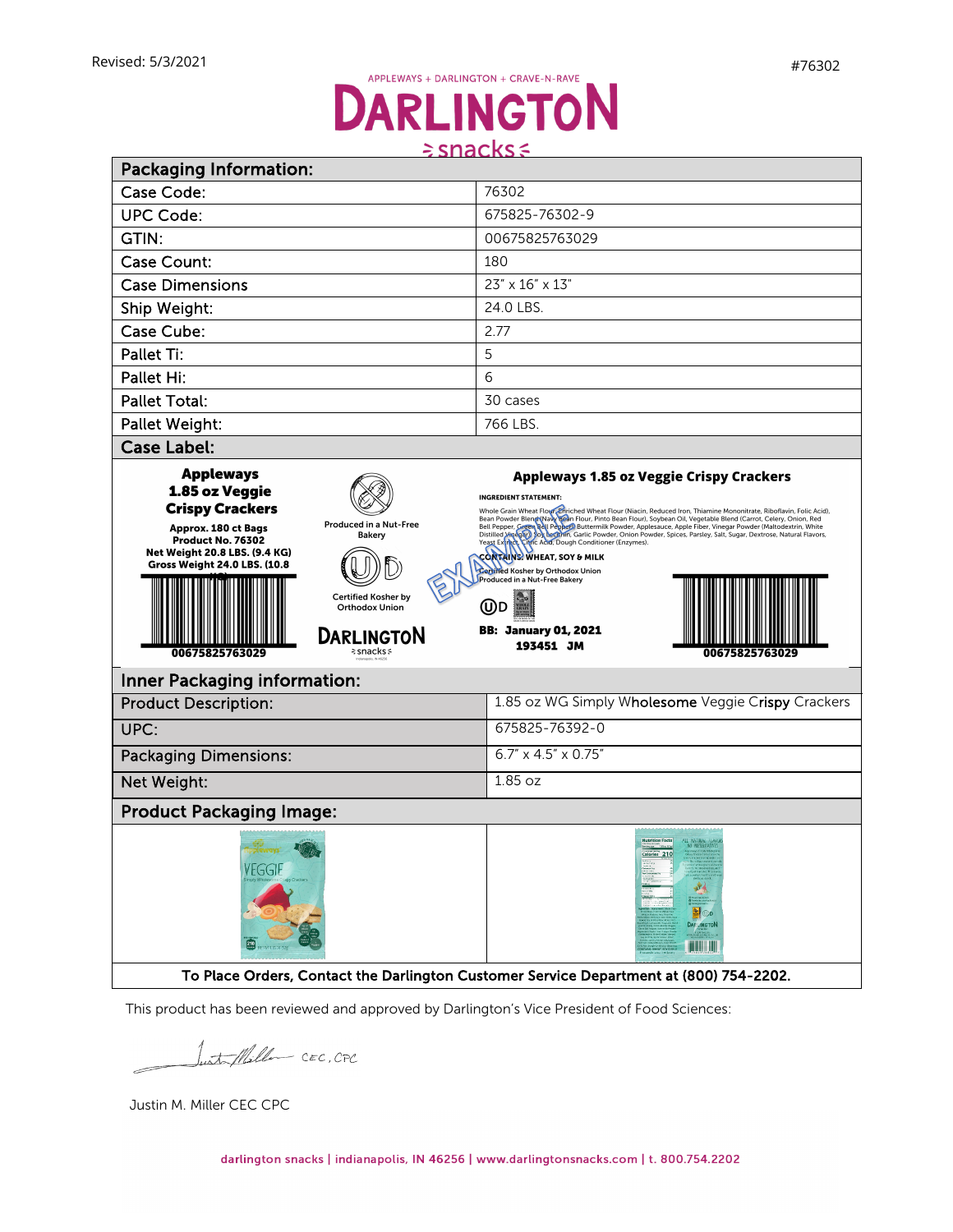Revised: 5/3/2021

#76302

APPLEWAYS + DARLINGTON + CRAVE-N-RAVE

# DARLINGTON snacks

| Packaging Information: | |
|---|---|
| Case Code: | 76302 |
| UPC Code: | 675825-76302-9 |
| GTIN: | 00675825763029 |
| Case Count: | 180 |
| Case Dimensions | 23" x 16" x 13" |
| Ship Weight: | 24.0 LBS. |
| Case Cube: | 2.77 |
| Pallet Ti: | 5 |
| Pallet Hi: | 6 |
| Pallet Total: | 30 cases |
| Pallet Weight: | 766 LBS. |

## Case Label:

**Appleways 1.85 oz Veggie Crispy Crackers**

**Approx. 180 ct Bags**
**Product No. 76302**
**Net Weight 20.8 LBS. (9.4 KG)**
**Gross Weight 24.0 LBS. (10.8 KG)**

00675825763029

Produced in a Nut-Free Bakery

Certified Kosher by Orthodox Union

DARLINGTON snacks

**Appleways 1.85 oz Veggie Crispy Crackers**

**INGREDIENT STATEMENT:**
Whole Grain Wheat Flour, Enriched Wheat Flour (Niacin, Reduced Iron, Thiamine Mononitrate, Riboflavin, Folic Acid), Bean Powder Blend (Navy Bean Flour, Pinto Bean Flour), Soybean Oil, Vegetable Blend (Carrot, Celery, Onion, Red Bell Pepper, Green Bell Pepper), Buttermilk Powder, Applesauce, Apple Fiber, Vinegar Powder (Maltodextrin, White Distilled Vinegar), Soy Lecithin, Garlic Powder, Onion Powder, Spices, Parsley, Salt, Sugar, Dextrose, Natural Flavors, Yeast Extract, Citric Acid, Dough Conditioner (Enzymes).

**CONTAINS: WHEAT, SOY & MILK**

Certified Kosher by Orthodox Union
Produced in a Nut-Free Bakery

**BB: January 01, 2021**
**193451 JM**

00675825763029

EXAMPLE

| Inner Packaging information: | |
|---|---|
| Product Description: | 1.85 oz WG Simply Wholesome Veggie Crispy Crackers |
| UPC: | 675825-76392-0 |
| Packaging Dimensions: | 6.7" x 4.5" x 0.75" |
| Net Weight: | 1.85 oz |

## Product Packaging Image:

**To Place Orders, Contact the Darlington Customer Service Department at (800) 754-2202.**

This product has been reviewed and approved by Darlington's Vice President of Food Sciences:

CEC, CPC

Justin M. Miller CEC CPC

darlington snacks | indianapolis, IN 46256 | www.darlingtonsnacks.com | t. 800.754.2202